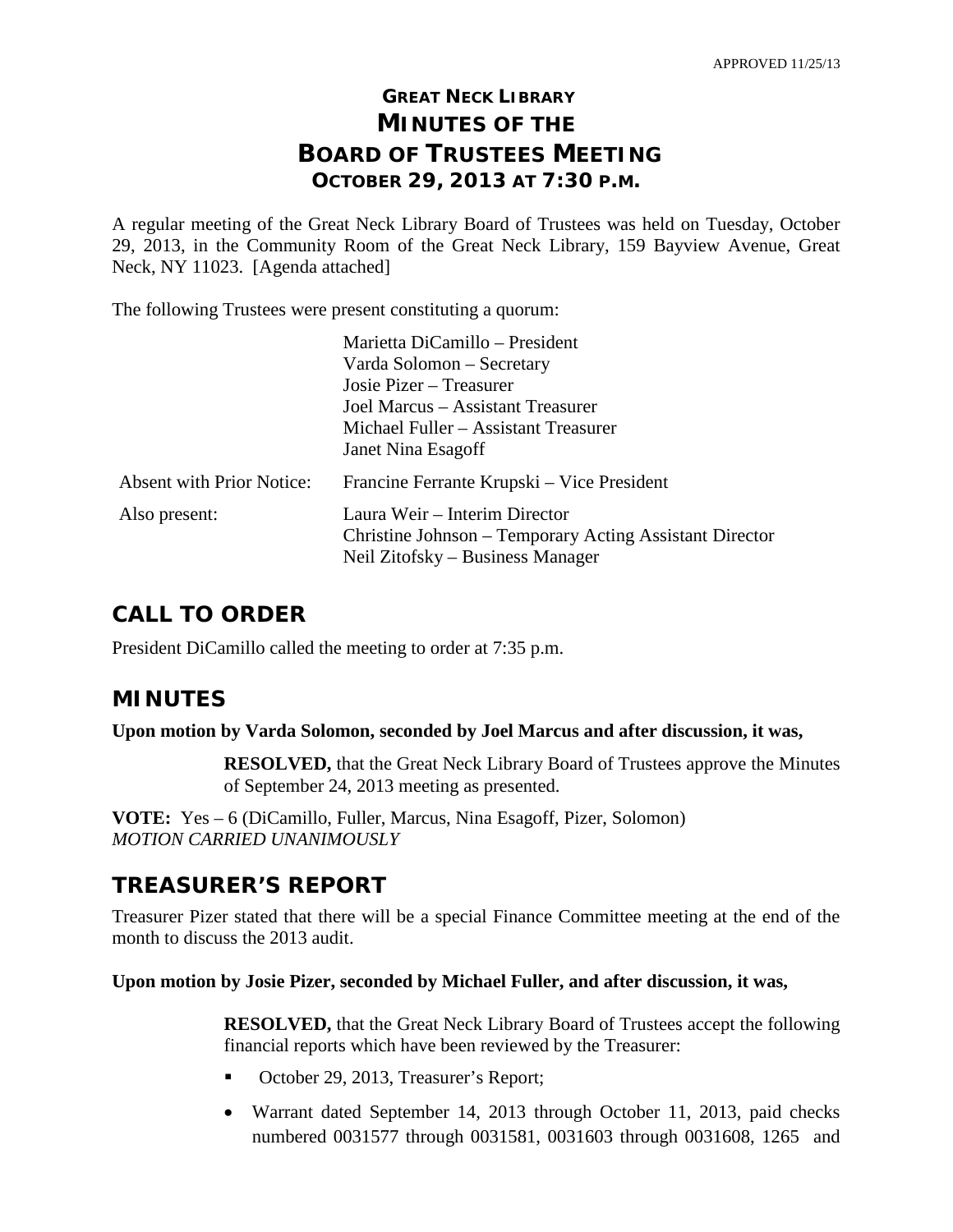APPROVED 11/25/13

# GREAT NECK LIBRARY
# MINUTES OF THE
# BOARD OF TRUSTEES MEETING
## OCTOBER 29, 2013 AT 7:30 P.M.

A regular meeting of the Great Neck Library Board of Trustees was held on Tuesday, October 29, 2013, in the Community Room of the Great Neck Library, 159 Bayview Avenue, Great Neck, NY 11023. [Agenda attached]

The following Trustees were present constituting a quorum:

Marietta DiCamillo – President
Varda Solomon – Secretary
Josie Pizer – Treasurer
Joel Marcus – Assistant Treasurer
Michael Fuller – Assistant Treasurer
Janet Nina Esagoff

Absent with Prior Notice: Francine Ferrante Krupski – Vice President

Also present: Laura Weir – Interim Director
Christine Johnson – Temporary Acting Assistant Director
Neil Zitofsky – Business Manager

## CALL TO ORDER

President DiCamillo called the meeting to order at 7:35 p.m.

## MINUTES

**Upon motion by Varda Solomon, seconded by Joel Marcus and after discussion, it was,**

> **RESOLVED,** that the Great Neck Library Board of Trustees approve the Minutes of September 24, 2013 meeting as presented.

**VOTE:** Yes – 6 (DiCamillo, Fuller, Marcus, Nina Esagoff, Pizer, Solomon)
*MOTION CARRIED UNANIMOUSLY*

## TREASURER'S REPORT

Treasurer Pizer stated that there will be a special Finance Committee meeting at the end of the month to discuss the 2013 audit.

**Upon motion by Josie Pizer, seconded by Michael Fuller, and after discussion, it was,**

> **RESOLVED,** that the Great Neck Library Board of Trustees accept the following financial reports which have been reviewed by the Treasurer:
>
> - October 29, 2013, Treasurer's Report;
> - Warrant dated September 14, 2013 through October 11, 2013, paid checks numbered 0031577 through 0031581, 0031603 through 0031608, 1265 and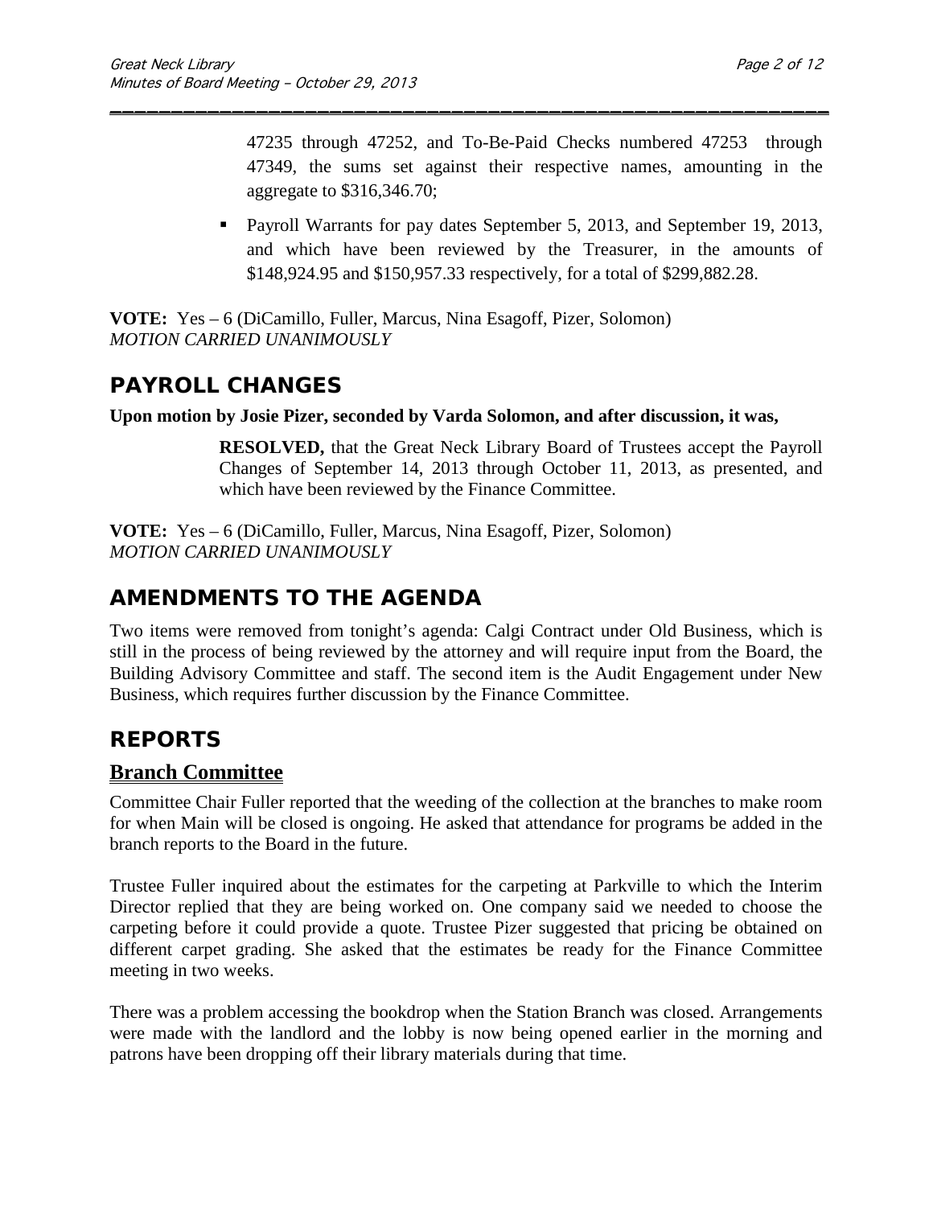47235 through 47252, and To-Be-Paid Checks numbered 47253 through 47349, the sums set against their respective names, amounting in the aggregate to $316,346.70;

- Payroll Warrants for pay dates September 5, 2013, and September 19, 2013, and which have been reviewed by the Treasurer, in the amounts of $148,924.95 and $150,957.33 respectively, for a total of $299,882.28.

**VOTE:** Yes – 6 (DiCamillo, Fuller, Marcus, Nina Esagoff, Pizer, Solomon)
*MOTION CARRIED UNANIMOUSLY*

## PAYROLL CHANGES

**Upon motion by Josie Pizer, seconded by Varda Solomon, and after discussion, it was,**

> **RESOLVED,** that the Great Neck Library Board of Trustees accept the Payroll Changes of September 14, 2013 through October 11, 2013, as presented, and which have been reviewed by the Finance Committee.

**VOTE:** Yes – 6 (DiCamillo, Fuller, Marcus, Nina Esagoff, Pizer, Solomon)
*MOTION CARRIED UNANIMOUSLY*

## AMENDMENTS TO THE AGENDA

Two items were removed from tonight's agenda: Calgi Contract under Old Business, which is still in the process of being reviewed by the attorney and will require input from the Board, the Building Advisory Committee and staff. The second item is the Audit Engagement under New Business, which requires further discussion by the Finance Committee.

## REPORTS

### Branch Committee

Committee Chair Fuller reported that the weeding of the collection at the branches to make room for when Main will be closed is ongoing. He asked that attendance for programs be added in the branch reports to the Board in the future.

Trustee Fuller inquired about the estimates for the carpeting at Parkville to which the Interim Director replied that they are being worked on. One company said we needed to choose the carpeting before it could provide a quote. Trustee Pizer suggested that pricing be obtained on different carpet grading. She asked that the estimates be ready for the Finance Committee meeting in two weeks.

There was a problem accessing the bookdrop when the Station Branch was closed. Arrangements were made with the landlord and the lobby is now being opened earlier in the morning and patrons have been dropping off their library materials during that time.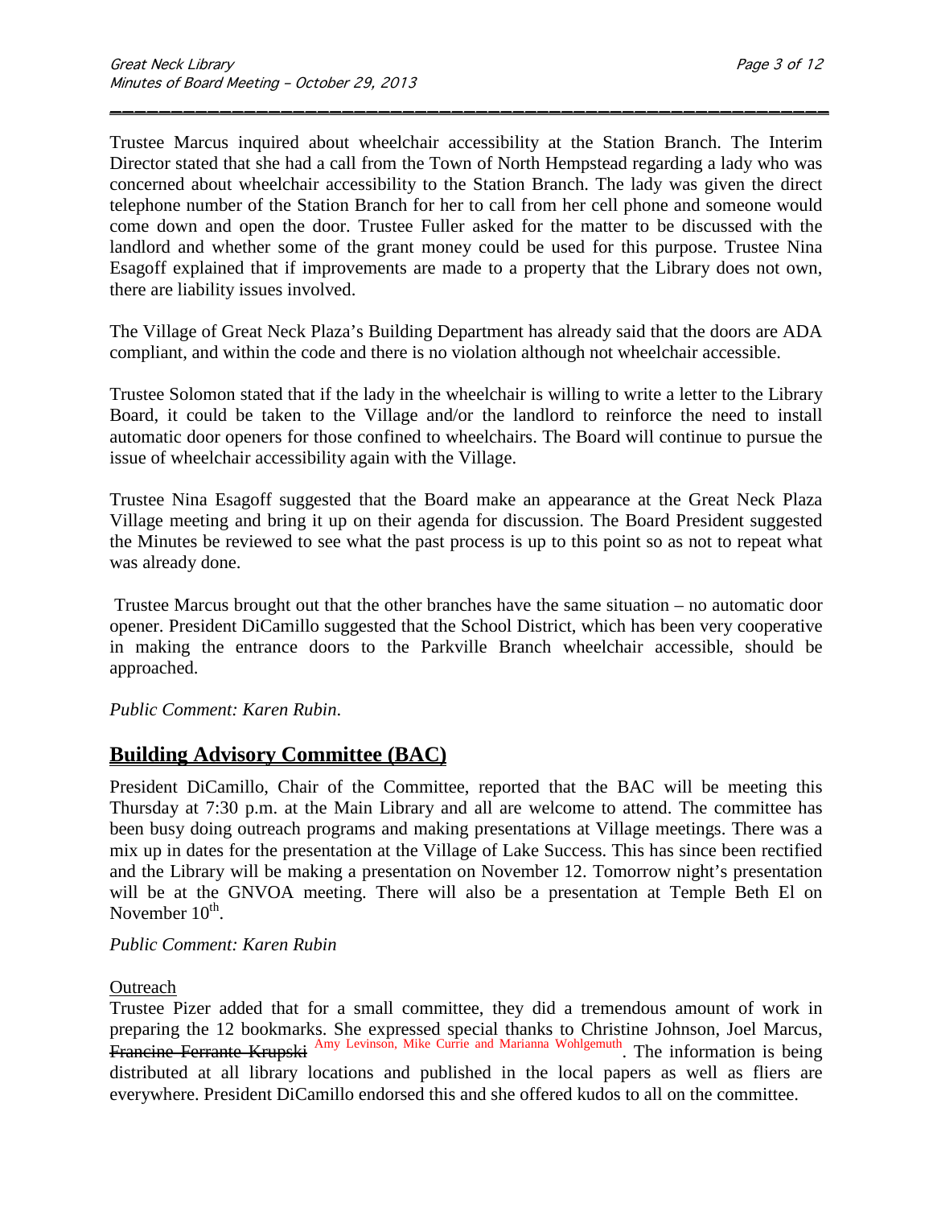Trustee Marcus inquired about wheelchair accessibility at the Station Branch. The Interim Director stated that she had a call from the Town of North Hempstead regarding a lady who was concerned about wheelchair accessibility to the Station Branch. The lady was given the direct telephone number of the Station Branch for her to call from her cell phone and someone would come down and open the door. Trustee Fuller asked for the matter to be discussed with the landlord and whether some of the grant money could be used for this purpose. Trustee Nina Esagoff explained that if improvements are made to a property that the Library does not own, there are liability issues involved.

The Village of Great Neck Plaza's Building Department has already said that the doors are ADA compliant, and within the code and there is no violation although not wheelchair accessible.

Trustee Solomon stated that if the lady in the wheelchair is willing to write a letter to the Library Board, it could be taken to the Village and/or the landlord to reinforce the need to install automatic door openers for those confined to wheelchairs. The Board will continue to pursue the issue of wheelchair accessibility again with the Village.

Trustee Nina Esagoff suggested that the Board make an appearance at the Great Neck Plaza Village meeting and bring it up on their agenda for discussion. The Board President suggested the Minutes be reviewed to see what the past process is up to this point so as not to repeat what was already done.

Trustee Marcus brought out that the other branches have the same situation – no automatic door opener. President DiCamillo suggested that the School District, which has been very cooperative in making the entrance doors to the Parkville Branch wheelchair accessible, should be approached.

*Public Comment: Karen Rubin.*

## Building Advisory Committee (BAC)

President DiCamillo, Chair of the Committee, reported that the BAC will be meeting this Thursday at 7:30 p.m. at the Main Library and all are welcome to attend. The committee has been busy doing outreach programs and making presentations at Village meetings. There was a mix up in dates for the presentation at the Village of Lake Success. This has since been rectified and the Library will be making a presentation on November 12. Tomorrow night's presentation will be at the GNVOA meeting. There will also be a presentation at Temple Beth El on November 10th.

*Public Comment: Karen Rubin*

Outreach

Trustee Pizer added that for a small committee, they did a tremendous amount of work in preparing the 12 bookmarks. She expressed special thanks to Christine Johnson, Joel Marcus, ~~Francine Ferrante Krupski~~ Amy Levinson, Mike Currie and Marianna Wohlgemuth. The information is being distributed at all library locations and published in the local papers as well as fliers are everywhere. President DiCamillo endorsed this and she offered kudos to all on the committee.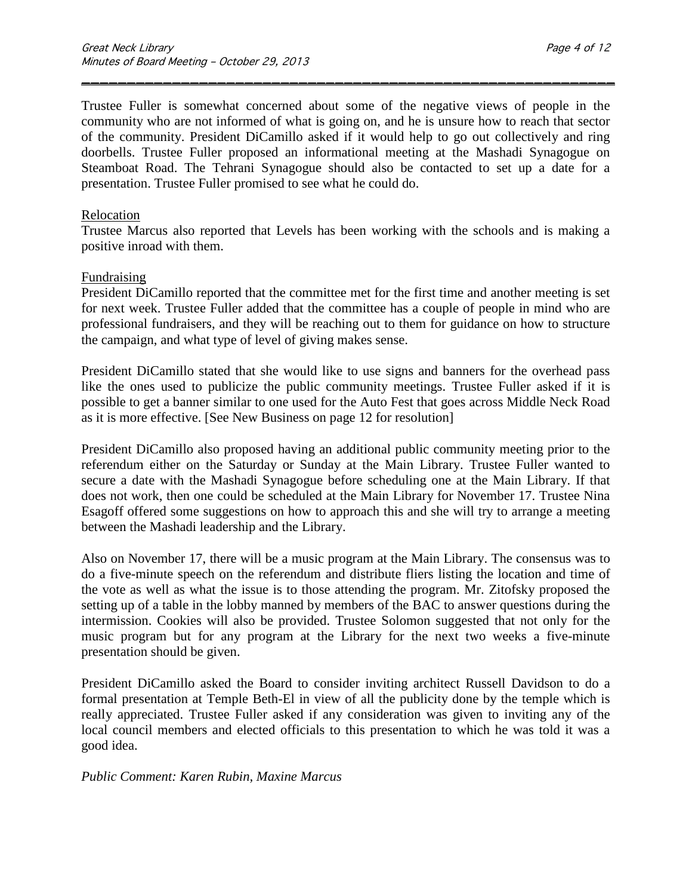Trustee Fuller is somewhat concerned about some of the negative views of people in the community who are not informed of what is going on, and he is unsure how to reach that sector of the community. President DiCamillo asked if it would help to go out collectively and ring doorbells. Trustee Fuller proposed an informational meeting at the Mashadi Synagogue on Steamboat Road. The Tehrani Synagogue should also be contacted to set up a date for a presentation. Trustee Fuller promised to see what he could do.

Relocation

Trustee Marcus also reported that Levels has been working with the schools and is making a positive inroad with them.

Fundraising

President DiCamillo reported that the committee met for the first time and another meeting is set for next week. Trustee Fuller added that the committee has a couple of people in mind who are professional fundraisers, and they will be reaching out to them for guidance on how to structure the campaign, and what type of level of giving makes sense.

President DiCamillo stated that she would like to use signs and banners for the overhead pass like the ones used to publicize the public community meetings. Trustee Fuller asked if it is possible to get a banner similar to one used for the Auto Fest that goes across Middle Neck Road as it is more effective. [See New Business on page 12 for resolution]

President DiCamillo also proposed having an additional public community meeting prior to the referendum either on the Saturday or Sunday at the Main Library. Trustee Fuller wanted to secure a date with the Mashadi Synagogue before scheduling one at the Main Library. If that does not work, then one could be scheduled at the Main Library for November 17. Trustee Nina Esagoff offered some suggestions on how to approach this and she will try to arrange a meeting between the Mashadi leadership and the Library.

Also on November 17, there will be a music program at the Main Library. The consensus was to do a five-minute speech on the referendum and distribute fliers listing the location and time of the vote as well as what the issue is to those attending the program. Mr. Zitofsky proposed the setting up of a table in the lobby manned by members of the BAC to answer questions during the intermission. Cookies will also be provided. Trustee Solomon suggested that not only for the music program but for any program at the Library for the next two weeks a five-minute presentation should be given.

President DiCamillo asked the Board to consider inviting architect Russell Davidson to do a formal presentation at Temple Beth-El in view of all the publicity done by the temple which is really appreciated. Trustee Fuller asked if any consideration was given to inviting any of the local council members and elected officials to this presentation to which he was told it was a good idea.

*Public Comment: Karen Rubin, Maxine Marcus*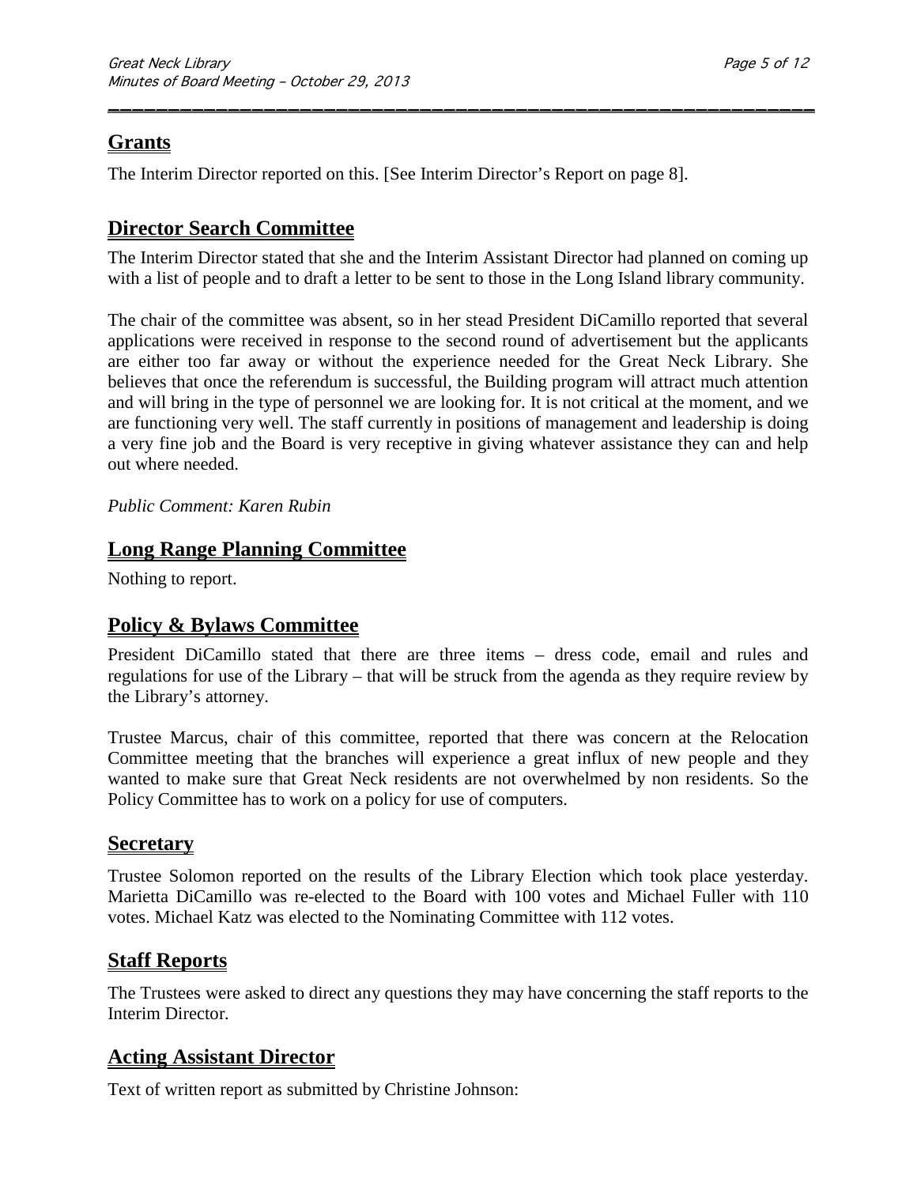## Grants

The Interim Director reported on this. [See Interim Director's Report on page 8].

## Director Search Committee

The Interim Director stated that she and the Interim Assistant Director had planned on coming up with a list of people and to draft a letter to be sent to those in the Long Island library community.

The chair of the committee was absent, so in her stead President DiCamillo reported that several applications were received in response to the second round of advertisement but the applicants are either too far away or without the experience needed for the Great Neck Library. She believes that once the referendum is successful, the Building program will attract much attention and will bring in the type of personnel we are looking for. It is not critical at the moment, and we are functioning very well. The staff currently in positions of management and leadership is doing a very fine job and the Board is very receptive in giving whatever assistance they can and help out where needed.

*Public Comment: Karen Rubin*

## Long Range Planning Committee

Nothing to report.

## Policy & Bylaws Committee

President DiCamillo stated that there are three items – dress code, email and rules and regulations for use of the Library – that will be struck from the agenda as they require review by the Library's attorney.

Trustee Marcus, chair of this committee, reported that there was concern at the Relocation Committee meeting that the branches will experience a great influx of new people and they wanted to make sure that Great Neck residents are not overwhelmed by non residents. So the Policy Committee has to work on a policy for use of computers.

## Secretary

Trustee Solomon reported on the results of the Library Election which took place yesterday. Marietta DiCamillo was re-elected to the Board with 100 votes and Michael Fuller with 110 votes. Michael Katz was elected to the Nominating Committee with 112 votes.

## Staff Reports

The Trustees were asked to direct any questions they may have concerning the staff reports to the Interim Director.

## Acting Assistant Director

Text of written report as submitted by Christine Johnson: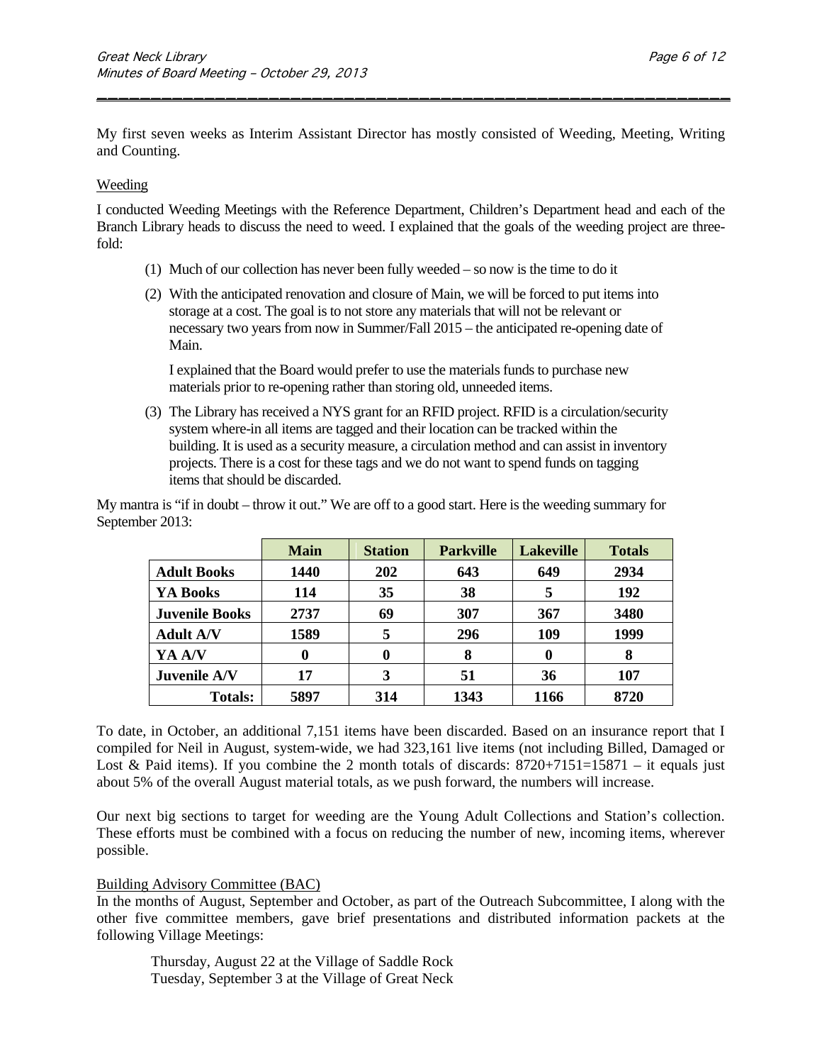My first seven weeks as Interim Assistant Director has mostly consisted of Weeding, Meeting, Writing and Counting.

Weeding

I conducted Weeding Meetings with the Reference Department, Children's Department head and each of the Branch Library heads to discuss the need to weed. I explained that the goals of the weeding project are three-fold:

(1) Much of our collection has never been fully weeded – so now is the time to do it

(2) With the anticipated renovation and closure of Main, we will be forced to put items into storage at a cost. The goal is to not store any materials that will not be relevant or necessary two years from now in Summer/Fall 2015 – the anticipated re-opening date of Main.

I explained that the Board would prefer to use the materials funds to purchase new materials prior to re-opening rather than storing old, unneeded items.

(3) The Library has received a NYS grant for an RFID project. RFID is a circulation/security system where-in all items are tagged and their location can be tracked within the building. It is used as a security measure, a circulation method and can assist in inventory projects. There is a cost for these tags and we do not want to spend funds on tagging items that should be discarded.

My mantra is "if in doubt – throw it out." We are off to a good start. Here is the weeding summary for September 2013:

| | **Main** | **Station** | **Parkville** | **Lakeville** | **Totals** |
|---|---|---|---|---|---|
| **Adult Books** | **1440** | **202** | **643** | **649** | **2934** |
| **YA Books** | **114** | **35** | **38** | **5** | **192** |
| **Juvenile Books** | **2737** | **69** | **307** | **367** | **3480** |
| **Adult A/V** | **1589** | **5** | **296** | **109** | **1999** |
| **YA A/V** | **0** | **0** | **8** | **0** | **8** |
| **Juvenile A/V** | **17** | **3** | **51** | **36** | **107** |
| **Totals:** | **5897** | **314** | **1343** | **1166** | **8720** |

To date, in October, an additional 7,151 items have been discarded. Based on an insurance report that I compiled for Neil in August, system-wide, we had 323,161 live items (not including Billed, Damaged or Lost & Paid items). If you combine the 2 month totals of discards: 8720+7151=15871 – it equals just about 5% of the overall August material totals, as we push forward, the numbers will increase.

Our next big sections to target for weeding are the Young Adult Collections and Station's collection. These efforts must be combined with a focus on reducing the number of new, incoming items, wherever possible.

Building Advisory Committee (BAC)

In the months of August, September and October, as part of the Outreach Subcommittee, I along with the other five committee members, gave brief presentations and distributed information packets at the following Village Meetings:

Thursday, August 22 at the Village of Saddle Rock
Tuesday, September 3 at the Village of Great Neck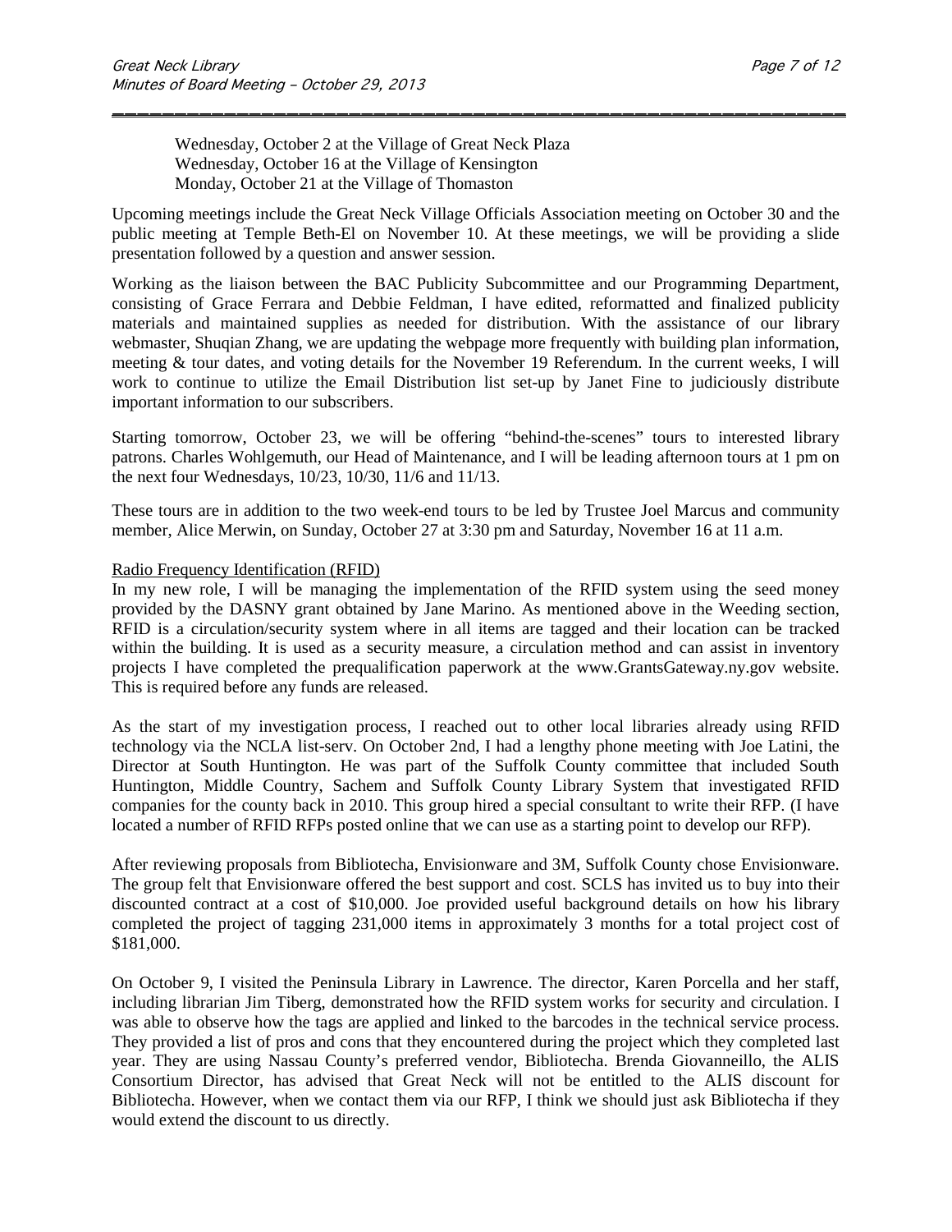Wednesday, October 2 at the Village of Great Neck Plaza
Wednesday, October 16 at the Village of Kensington
Monday, October 21 at the Village of Thomaston

Upcoming meetings include the Great Neck Village Officials Association meeting on October 30 and the public meeting at Temple Beth-El on November 10. At these meetings, we will be providing a slide presentation followed by a question and answer session.

Working as the liaison between the BAC Publicity Subcommittee and our Programming Department, consisting of Grace Ferrara and Debbie Feldman, I have edited, reformatted and finalized publicity materials and maintained supplies as needed for distribution. With the assistance of our library webmaster, Shuqian Zhang, we are updating the webpage more frequently with building plan information, meeting & tour dates, and voting details for the November 19 Referendum. In the current weeks, I will work to continue to utilize the Email Distribution list set-up by Janet Fine to judiciously distribute important information to our subscribers.

Starting tomorrow, October 23, we will be offering "behind-the-scenes" tours to interested library patrons. Charles Wohlgemuth, our Head of Maintenance, and I will be leading afternoon tours at 1 pm on the next four Wednesdays, 10/23, 10/30, 11/6 and 11/13.

These tours are in addition to the two week-end tours to be led by Trustee Joel Marcus and community member, Alice Merwin, on Sunday, October 27 at 3:30 pm and Saturday, November 16 at 11 a.m.

<u>Radio Frequency Identification (RFID)</u>

In my new role, I will be managing the implementation of the RFID system using the seed money provided by the DASNY grant obtained by Jane Marino. As mentioned above in the Weeding section, RFID is a circulation/security system where in all items are tagged and their location can be tracked within the building. It is used as a security measure, a circulation method and can assist in inventory projects I have completed the prequalification paperwork at the www.GrantsGateway.ny.gov website. This is required before any funds are released.

As the start of my investigation process, I reached out to other local libraries already using RFID technology via the NCLA list-serv. On October 2nd, I had a lengthy phone meeting with Joe Latini, the Director at South Huntington. He was part of the Suffolk County committee that included South Huntington, Middle Country, Sachem and Suffolk County Library System that investigated RFID companies for the county back in 2010. This group hired a special consultant to write their RFP. (I have located a number of RFID RFPs posted online that we can use as a starting point to develop our RFP).

After reviewing proposals from Bibliotecha, Envisionware and 3M, Suffolk County chose Envisionware. The group felt that Envisionware offered the best support and cost. SCLS has invited us to buy into their discounted contract at a cost of $10,000. Joe provided useful background details on how his library completed the project of tagging 231,000 items in approximately 3 months for a total project cost of $181,000.

On October 9, I visited the Peninsula Library in Lawrence. The director, Karen Porcella and her staff, including librarian Jim Tiberg, demonstrated how the RFID system works for security and circulation. I was able to observe how the tags are applied and linked to the barcodes in the technical service process. They provided a list of pros and cons that they encountered during the project which they completed last year. They are using Nassau County's preferred vendor, Bibliotecha. Brenda Giovanneillo, the ALIS Consortium Director, has advised that Great Neck will not be entitled to the ALIS discount for Bibliotecha. However, when we contact them via our RFP, I think we should just ask Bibliotecha if they would extend the discount to us directly.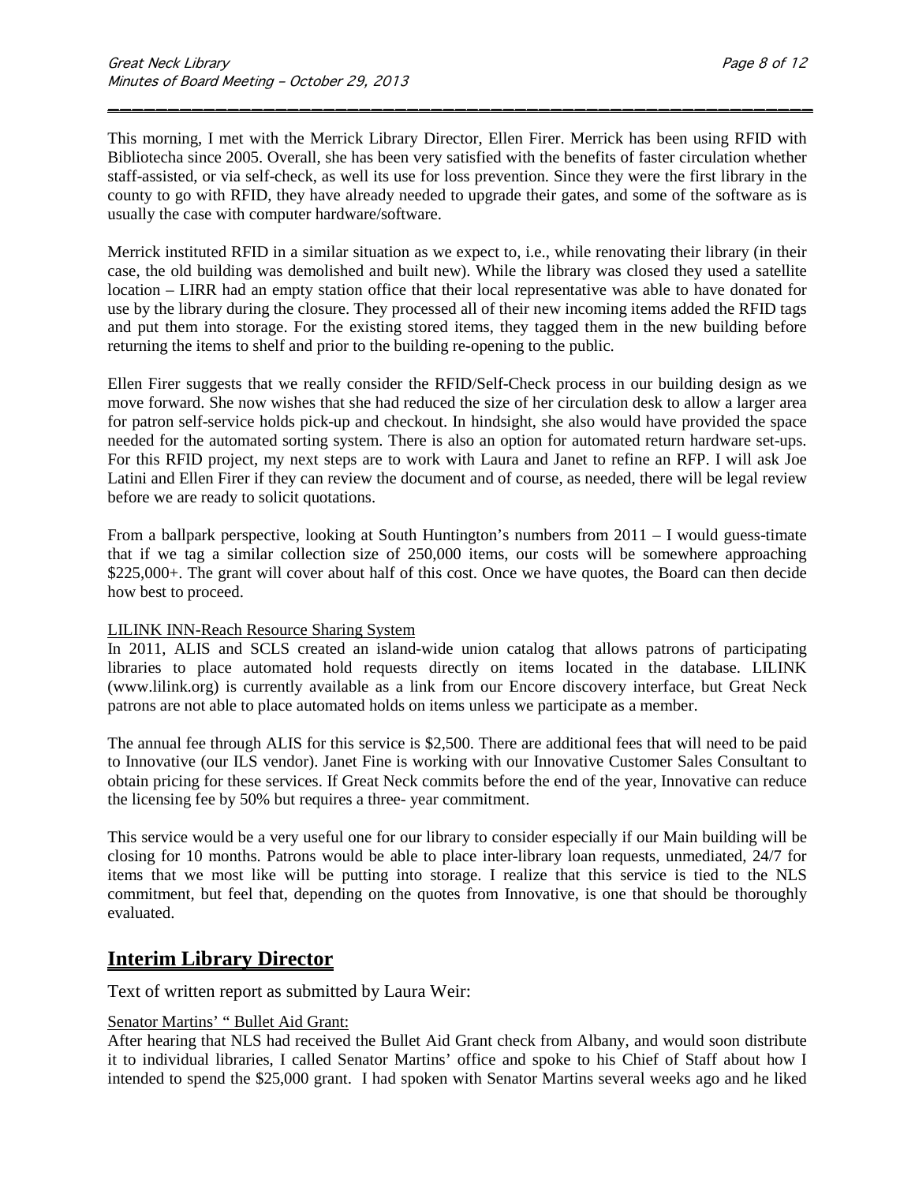This morning, I met with the Merrick Library Director, Ellen Firer. Merrick has been using RFID with Bibliotecha since 2005. Overall, she has been very satisfied with the benefits of faster circulation whether staff-assisted, or via self-check, as well its use for loss prevention. Since they were the first library in the county to go with RFID, they have already needed to upgrade their gates, and some of the software as is usually the case with computer hardware/software.

Merrick instituted RFID in a similar situation as we expect to, i.e., while renovating their library (in their case, the old building was demolished and built new). While the library was closed they used a satellite location – LIRR had an empty station office that their local representative was able to have donated for use by the library during the closure. They processed all of their new incoming items added the RFID tags and put them into storage. For the existing stored items, they tagged them in the new building before returning the items to shelf and prior to the building re-opening to the public.

Ellen Firer suggests that we really consider the RFID/Self-Check process in our building design as we move forward. She now wishes that she had reduced the size of her circulation desk to allow a larger area for patron self-service holds pick-up and checkout. In hindsight, she also would have provided the space needed for the automated sorting system. There is also an option for automated return hardware set-ups. For this RFID project, my next steps are to work with Laura and Janet to refine an RFP. I will ask Joe Latini and Ellen Firer if they can review the document and of course, as needed, there will be legal review before we are ready to solicit quotations.

From a ballpark perspective, looking at South Huntington's numbers from 2011 – I would guess-timate that if we tag a similar collection size of 250,000 items, our costs will be somewhere approaching $225,000+. The grant will cover about half of this cost. Once we have quotes, the Board can then decide how best to proceed.

<u>LILINK INN-Reach Resource Sharing System</u>

In 2011, ALIS and SCLS created an island-wide union catalog that allows patrons of participating libraries to place automated hold requests directly on items located in the database. LILINK (www.lilink.org) is currently available as a link from our Encore discovery interface, but Great Neck patrons are not able to place automated holds on items unless we participate as a member.

The annual fee through ALIS for this service is $2,500. There are additional fees that will need to be paid to Innovative (our ILS vendor). Janet Fine is working with our Innovative Customer Sales Consultant to obtain pricing for these services. If Great Neck commits before the end of the year, Innovative can reduce the licensing fee by 50% but requires a three- year commitment.

This service would be a very useful one for our library to consider especially if our Main building will be closing for 10 months. Patrons would be able to place inter-library loan requests, unmediated, 24/7 for items that we most like will be putting into storage. I realize that this service is tied to the NLS commitment, but feel that, depending on the quotes from Innovative, is one that should be thoroughly evaluated.

## Interim Library Director

Text of written report as submitted by Laura Weir:

<u>Senator Martins' " Bullet Aid Grant:</u>

After hearing that NLS had received the Bullet Aid Grant check from Albany, and would soon distribute it to individual libraries, I called Senator Martins' office and spoke to his Chief of Staff about how I intended to spend the $25,000 grant. I had spoken with Senator Martins several weeks ago and he liked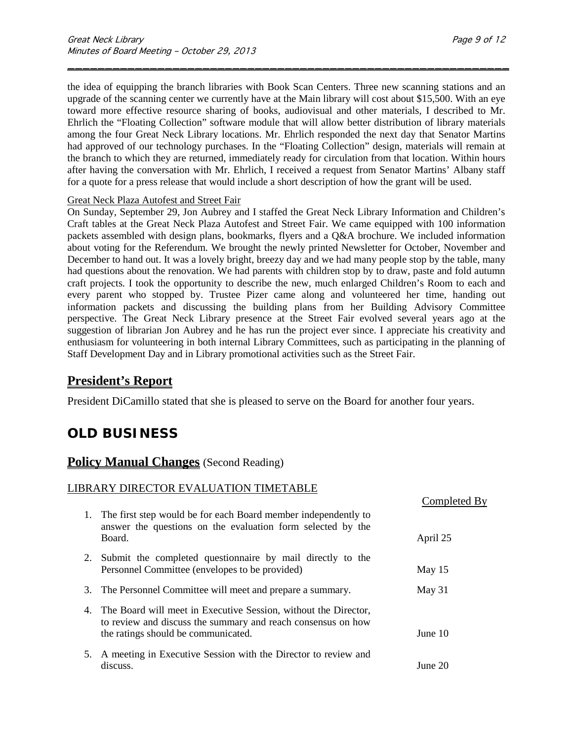the idea of equipping the branch libraries with Book Scan Centers. Three new scanning stations and an upgrade of the scanning center we currently have at the Main library will cost about $15,500. With an eye toward more effective resource sharing of books, audiovisual and other materials, I described to Mr. Ehrlich the "Floating Collection" software module that will allow better distribution of library materials among the four Great Neck Library locations. Mr. Ehrlich responded the next day that Senator Martins had approved of our technology purchases. In the "Floating Collection" design, materials will remain at the branch to which they are returned, immediately ready for circulation from that location. Within hours after having the conversation with Mr. Ehrlich, I received a request from Senator Martins' Albany staff for a quote for a press release that would include a short description of how the grant will be used.

Great Neck Plaza Autofest and Street Fair

On Sunday, September 29, Jon Aubrey and I staffed the Great Neck Library Information and Children's Craft tables at the Great Neck Plaza Autofest and Street Fair. We came equipped with 100 information packets assembled with design plans, bookmarks, flyers and a Q&A brochure. We included information about voting for the Referendum. We brought the newly printed Newsletter for October, November and December to hand out. It was a lovely bright, breezy day and we had many people stop by the table, many had questions about the renovation. We had parents with children stop by to draw, paste and fold autumn craft projects. I took the opportunity to describe the new, much enlarged Children's Room to each and every parent who stopped by. Trustee Pizer came along and volunteered her time, handing out information packets and discussing the building plans from her Building Advisory Committee perspective. The Great Neck Library presence at the Street Fair evolved several years ago at the suggestion of librarian Jon Aubrey and he has run the project ever since. I appreciate his creativity and enthusiasm for volunteering in both internal Library Committees, such as participating in the planning of Staff Development Day and in Library promotional activities such as the Street Fair.

## President's Report

President DiCamillo stated that she is pleased to serve on the Board for another four years.

# OLD BUSINESS

## Policy Manual Changes (Second Reading)

LIBRARY DIRECTOR EVALUATION TIMETABLE

| | Completed By |
|---|---|
| 1. The first step would be for each Board member independently to answer the questions on the evaluation form selected by the Board. | April 25 |
| 2. Submit the completed questionnaire by mail directly to the Personnel Committee (envelopes to be provided) | May 15 |
| 3. The Personnel Committee will meet and prepare a summary. | May 31 |
| 4. The Board will meet in Executive Session, without the Director, to review and discuss the summary and reach consensus on how the ratings should be communicated. | June 10 |
| 5. A meeting in Executive Session with the Director to review and discuss. | June 20 |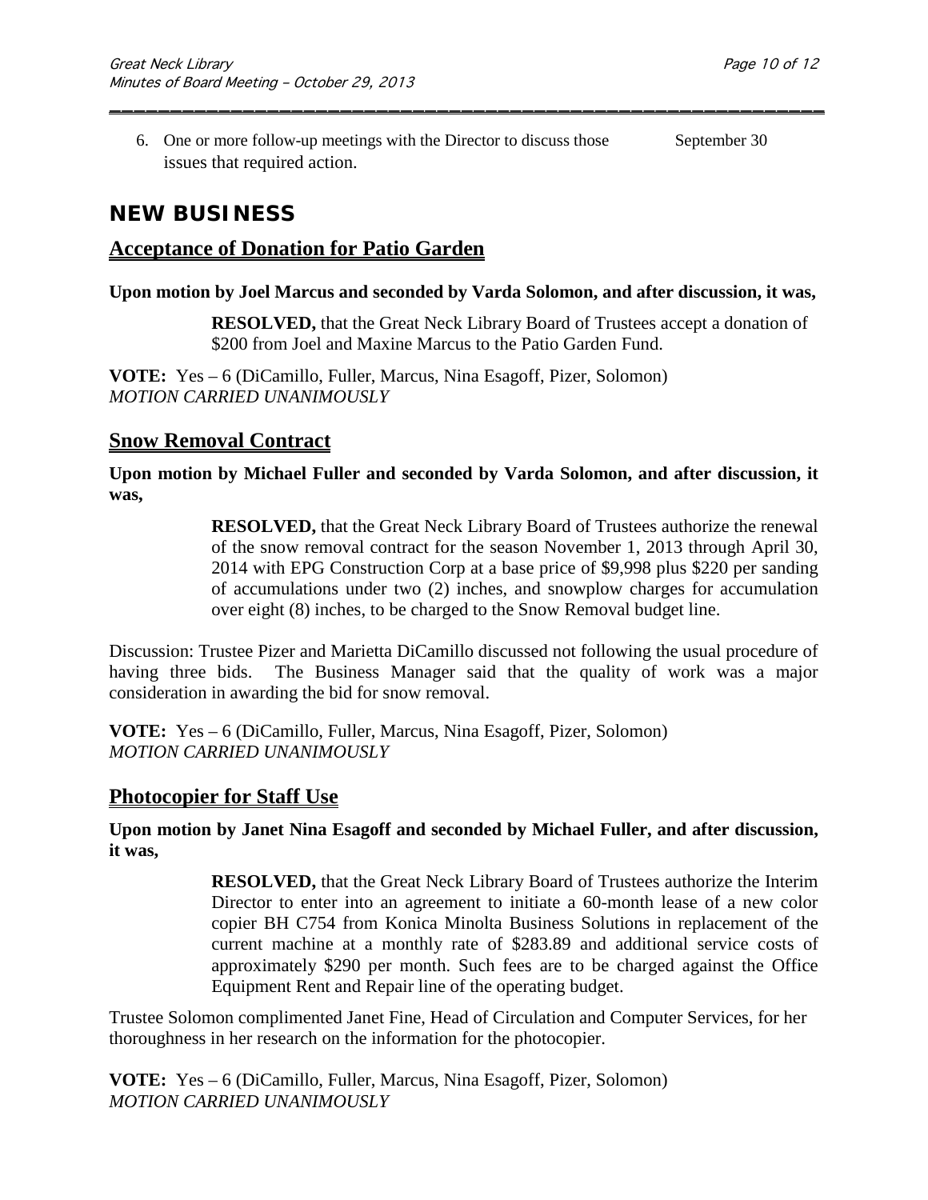6. One or more follow-up meetings with the Director to discuss those issues that required action. September 30

## NEW BUSINESS

### Acceptance of Donation for Patio Garden

**Upon motion by Joel Marcus and seconded by Varda Solomon, and after discussion, it was,**

> **RESOLVED,** that the Great Neck Library Board of Trustees accept a donation of $200 from Joel and Maxine Marcus to the Patio Garden Fund.

**VOTE:** Yes – 6 (DiCamillo, Fuller, Marcus, Nina Esagoff, Pizer, Solomon)
*MOTION CARRIED UNANIMOUSLY*

### Snow Removal Contract

**Upon motion by Michael Fuller and seconded by Varda Solomon, and after discussion, it was,**

> **RESOLVED,** that the Great Neck Library Board of Trustees authorize the renewal of the snow removal contract for the season November 1, 2013 through April 30, 2014 with EPG Construction Corp at a base price of $9,998 plus $220 per sanding of accumulations under two (2) inches, and snowplow charges for accumulation over eight (8) inches, to be charged to the Snow Removal budget line.

Discussion: Trustee Pizer and Marietta DiCamillo discussed not following the usual procedure of having three bids. The Business Manager said that the quality of work was a major consideration in awarding the bid for snow removal.

**VOTE:** Yes – 6 (DiCamillo, Fuller, Marcus, Nina Esagoff, Pizer, Solomon)
*MOTION CARRIED UNANIMOUSLY*

### Photocopier for Staff Use

**Upon motion by Janet Nina Esagoff and seconded by Michael Fuller, and after discussion, it was,**

> **RESOLVED,** that the Great Neck Library Board of Trustees authorize the Interim Director to enter into an agreement to initiate a 60-month lease of a new color copier BH C754 from Konica Minolta Business Solutions in replacement of the current machine at a monthly rate of $283.89 and additional service costs of approximately $290 per month. Such fees are to be charged against the Office Equipment Rent and Repair line of the operating budget.

Trustee Solomon complimented Janet Fine, Head of Circulation and Computer Services, for her thoroughness in her research on the information for the photocopier.

**VOTE:** Yes – 6 (DiCamillo, Fuller, Marcus, Nina Esagoff, Pizer, Solomon)
*MOTION CARRIED UNANIMOUSLY*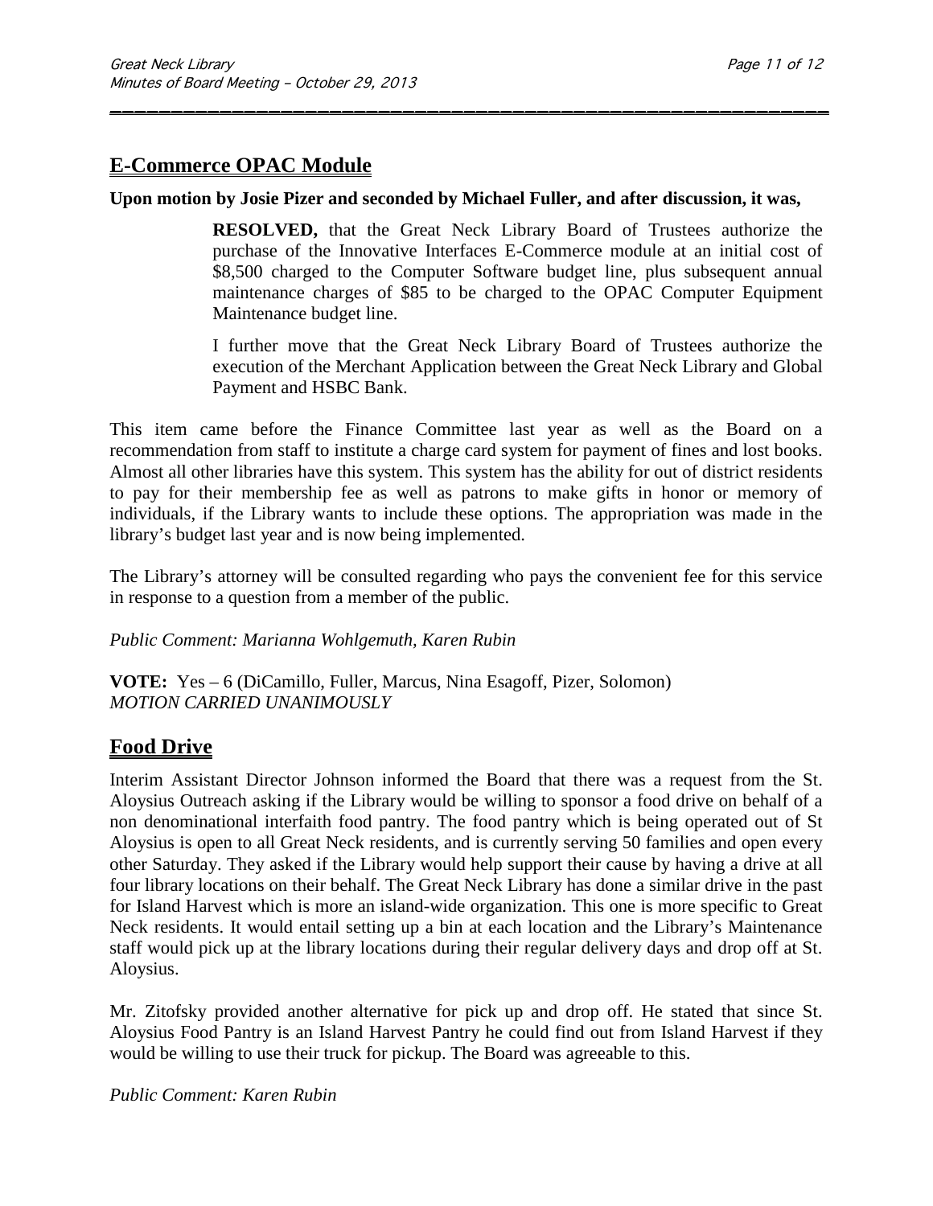## E-Commerce OPAC Module

**Upon motion by Josie Pizer and seconded by Michael Fuller, and after discussion, it was,**

> **RESOLVED,** that the Great Neck Library Board of Trustees authorize the purchase of the Innovative Interfaces E-Commerce module at an initial cost of $8,500 charged to the Computer Software budget line, plus subsequent annual maintenance charges of $85 to be charged to the OPAC Computer Equipment Maintenance budget line.
>
> I further move that the Great Neck Library Board of Trustees authorize the execution of the Merchant Application between the Great Neck Library and Global Payment and HSBC Bank.

This item came before the Finance Committee last year as well as the Board on a recommendation from staff to institute a charge card system for payment of fines and lost books. Almost all other libraries have this system. This system has the ability for out of district residents to pay for their membership fee as well as patrons to make gifts in honor or memory of individuals, if the Library wants to include these options. The appropriation was made in the library's budget last year and is now being implemented.

The Library's attorney will be consulted regarding who pays the convenient fee for this service in response to a question from a member of the public.

*Public Comment: Marianna Wohlgemuth, Karen Rubin*

**VOTE:** Yes – 6 (DiCamillo, Fuller, Marcus, Nina Esagoff, Pizer, Solomon)
*MOTION CARRIED UNANIMOUSLY*

## Food Drive

Interim Assistant Director Johnson informed the Board that there was a request from the St. Aloysius Outreach asking if the Library would be willing to sponsor a food drive on behalf of a non denominational interfaith food pantry. The food pantry which is being operated out of St Aloysius is open to all Great Neck residents, and is currently serving 50 families and open every other Saturday. They asked if the Library would help support their cause by having a drive at all four library locations on their behalf. The Great Neck Library has done a similar drive in the past for Island Harvest which is more an island-wide organization. This one is more specific to Great Neck residents. It would entail setting up a bin at each location and the Library's Maintenance staff would pick up at the library locations during their regular delivery days and drop off at St. Aloysius.

Mr. Zitofsky provided another alternative for pick up and drop off. He stated that since St. Aloysius Food Pantry is an Island Harvest Pantry he could find out from Island Harvest if they would be willing to use their truck for pickup. The Board was agreeable to this.

*Public Comment: Karen Rubin*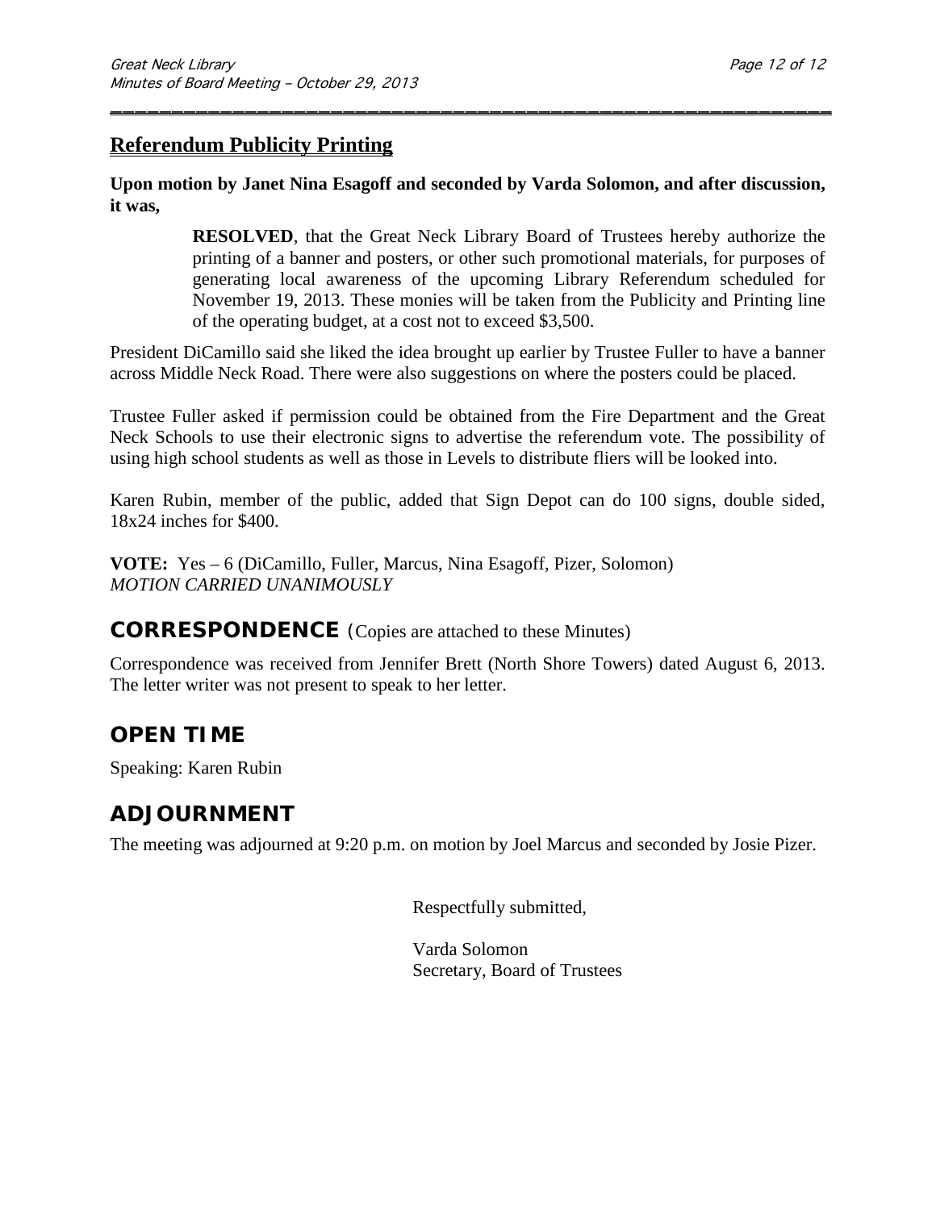## Referendum Publicity Printing

**Upon motion by Janet Nina Esagoff and seconded by Varda Solomon, and after discussion, it was,**

> **RESOLVED**, that the Great Neck Library Board of Trustees hereby authorize the printing of a banner and posters, or other such promotional materials, for purposes of generating local awareness of the upcoming Library Referendum scheduled for November 19, 2013. These monies will be taken from the Publicity and Printing line of the operating budget, at a cost not to exceed $3,500.

President DiCamillo said she liked the idea brought up earlier by Trustee Fuller to have a banner across Middle Neck Road. There were also suggestions on where the posters could be placed.

Trustee Fuller asked if permission could be obtained from the Fire Department and the Great Neck Schools to use their electronic signs to advertise the referendum vote. The possibility of using high school students as well as those in Levels to distribute fliers will be looked into.

Karen Rubin, member of the public, added that Sign Depot can do 100 signs, double sided, 18x24 inches for $400.

**VOTE:** Yes – 6 (DiCamillo, Fuller, Marcus, Nina Esagoff, Pizer, Solomon)
*MOTION CARRIED UNANIMOUSLY*

## CORRESPONDENCE (Copies are attached to these Minutes)

Correspondence was received from Jennifer Brett (North Shore Towers) dated August 6, 2013. The letter writer was not present to speak to her letter.

## OPEN TIME

Speaking: Karen Rubin

## ADJOURNMENT

The meeting was adjourned at 9:20 p.m. on motion by Joel Marcus and seconded by Josie Pizer.

Respectfully submitted,

Varda Solomon
Secretary, Board of Trustees